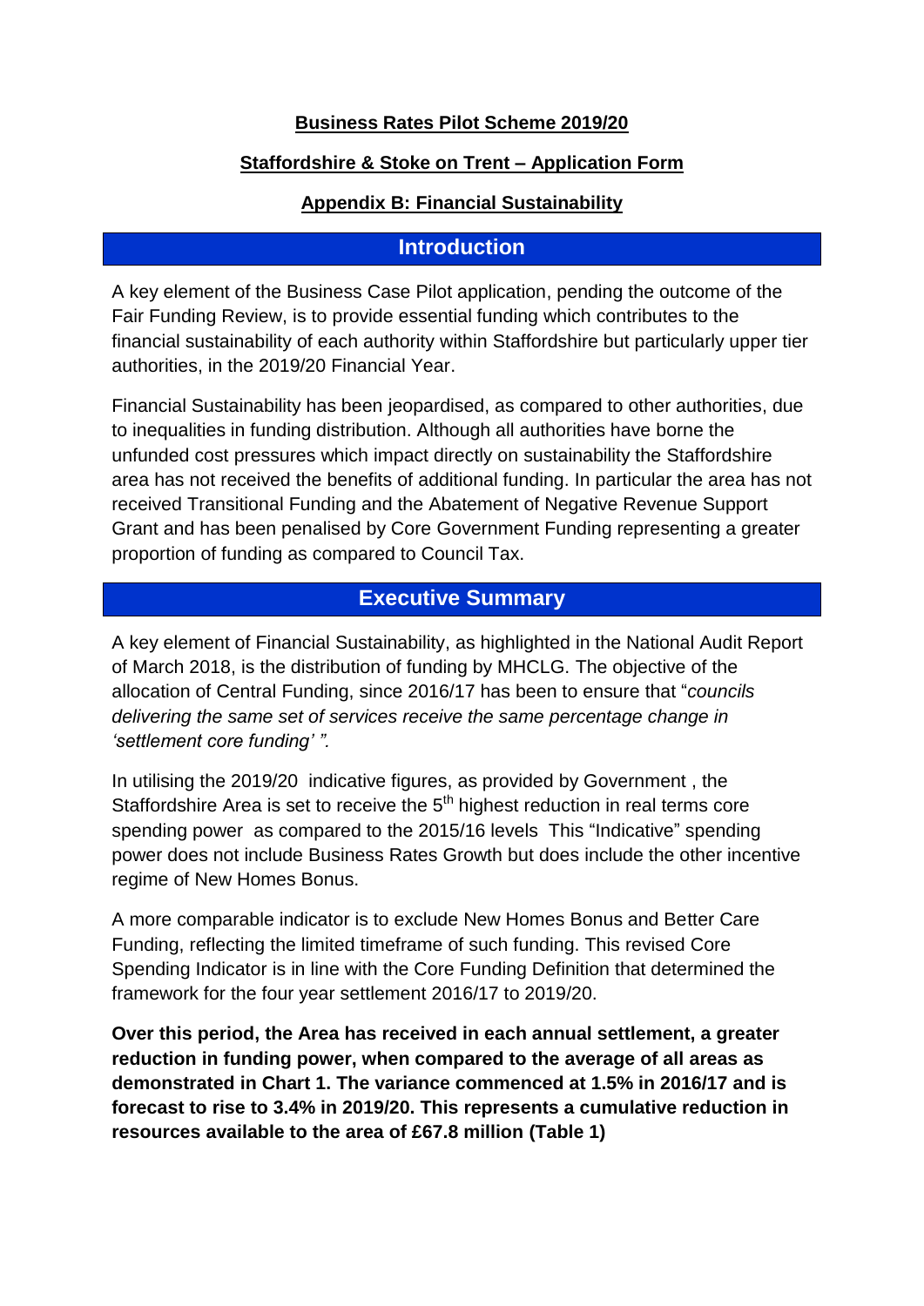**Business Rates Pilot Scheme 2019/20**

**Staffordshire & Stoke on Trent – Application Form**

**Appendix B: Financial Sustainability**

## Introduction

A key element of the Business Case Pilot application, pending the outcome of the Fair Funding Review, is to provide essential funding which contributes to the financial sustainability of each authority within Staffordshire but particularly upper tier authorities, in the 2019/20 Financial Year.

Financial Sustainability has been jeopardised, as compared to other authorities, due to inequalities in funding distribution. Although all authorities have borne the unfunded cost pressures which impact directly on sustainability the Staffordshire area has not received the benefits of additional funding. In particular the area has not received Transitional Funding and the Abatement of Negative Revenue Support Grant and has been penalised by Core Government Funding representing a greater proportion of funding as compared to Council Tax.

## Executive Summary

A key element of Financial Sustainability, as highlighted in the National Audit Report of March 2018, is the distribution of funding by MHCLG. The objective of the allocation of Central Funding, since 2016/17 has been to ensure that "*councils delivering the same set of services receive the same percentage change in 'settlement core funding' ".*

In utilising the 2019/20 indicative figures, as provided by Government , the Staffordshire Area is set to receive the 5th highest reduction in real terms core spending power as compared to the 2015/16 levels This "Indicative" spending power does not include Business Rates Growth but does include the other incentive regime of New Homes Bonus.

A more comparable indicator is to exclude New Homes Bonus and Better Care Funding, reflecting the limited timeframe of such funding. This revised Core Spending Indicator is in line with the Core Funding Definition that determined the framework for the four year settlement 2016/17 to 2019/20.

**Over this period, the Area has received in each annual settlement, a greater reduction in funding power, when compared to the average of all areas as demonstrated in Chart 1. The variance commenced at 1.5% in 2016/17 and is forecast to rise to 3.4% in 2019/20. This represents a cumulative reduction in resources available to the area of £67.8 million (Table 1)**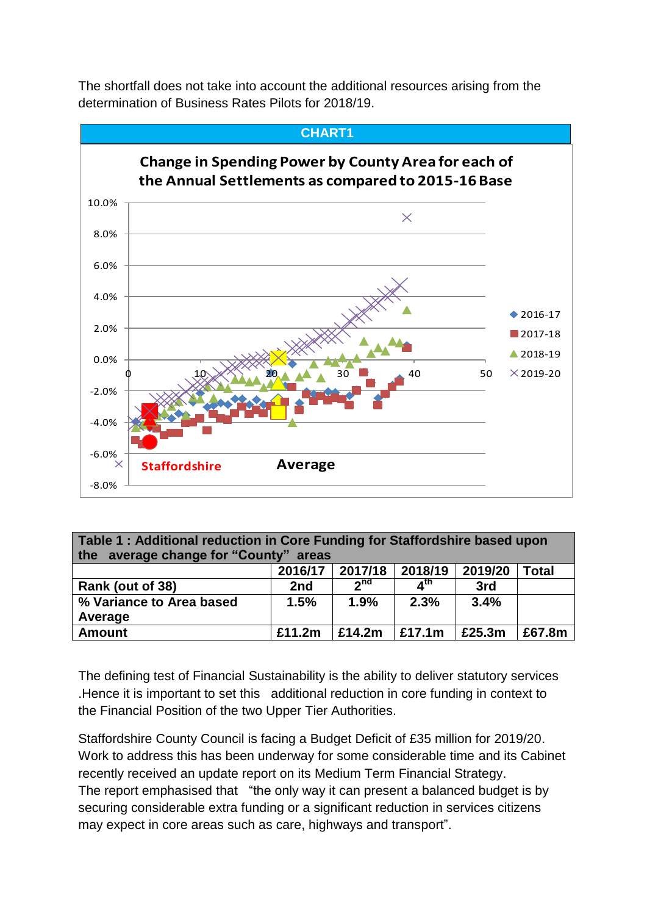The shortfall does not take into account the additional resources arising from the determination of Business Rates Pilots for 2018/19.

**CHART1**

**Change in Spending Power by County Area for each of the Annual Settlements as compared to 2015-16 Base**

Staffordshire    Average

Legend: 2016-17, 2017-18, 2018-19, 2019-20

| **Table 1 : Additional reduction in Core Funding for Staffordshire based upon the average change for "County" areas** | | | | | |
|---|---|---|---|---|---|
| | **2016/17** | **2017/18** | **2018/19** | **2019/20** | **Total** |
| **Rank (out of 38)** | **2nd** | **2nd** | **4th** | **3rd** | |
| **% Variance to Area based Average** | **1.5%** | **1.9%** | **2.3%** | **3.4%** | |
| **Amount** | **£11.2m** | **£14.2m** | **£17.1m** | **£25.3m** | **£67.8m** |

The defining test of Financial Sustainability is the ability to deliver statutory services .Hence it is important to set this additional reduction in core funding in context to the Financial Position of the two Upper Tier Authorities.

Staffordshire County Council is facing a Budget Deficit of £35 million for 2019/20. Work to address this has been underway for some considerable time and its Cabinet recently received an update report on its Medium Term Financial Strategy. The report emphasised that "the only way it can present a balanced budget is by securing considerable extra funding or a significant reduction in services citizens may expect in core areas such as care, highways and transport".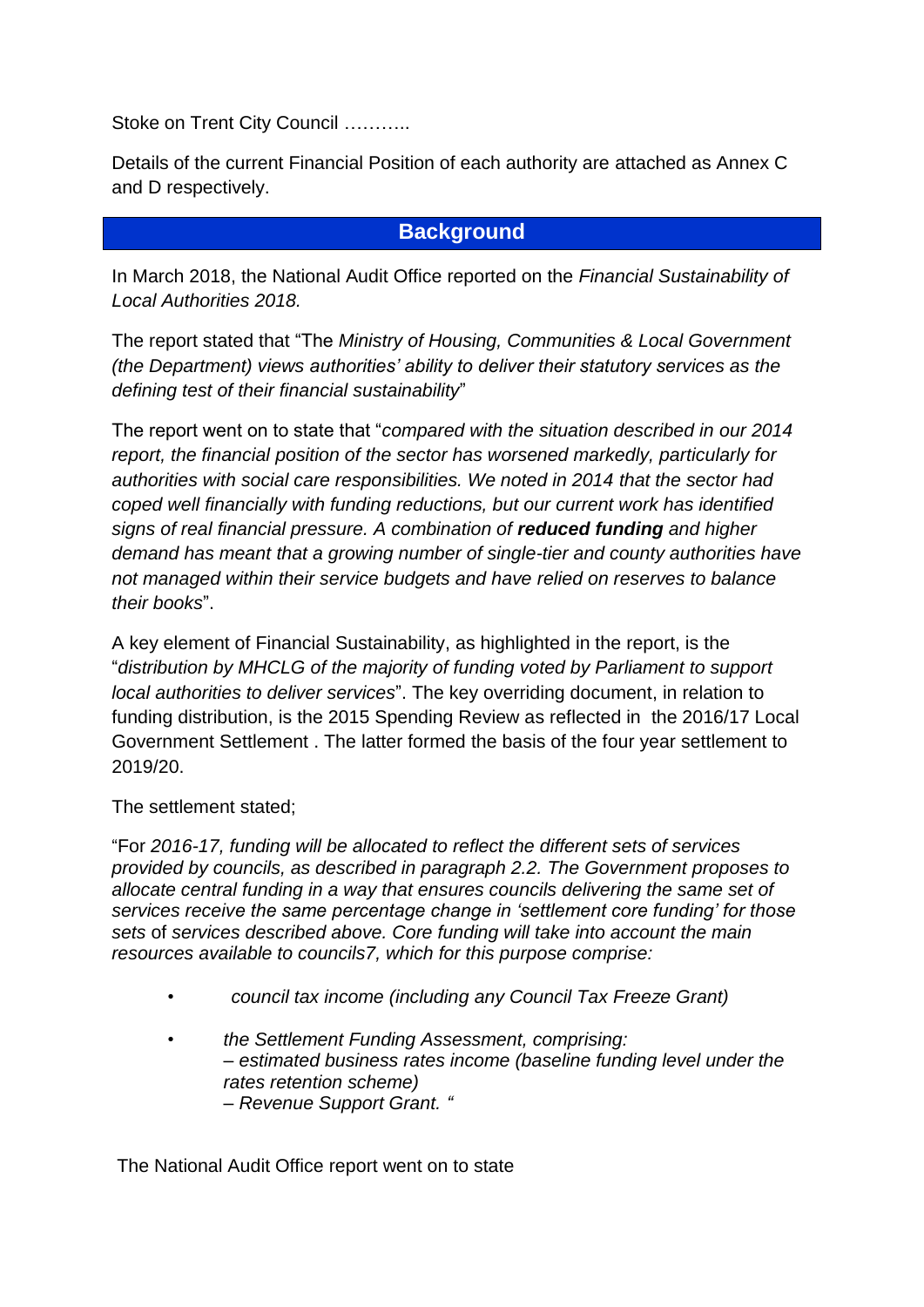Stoke on Trent City Council ………..

Details of the current Financial Position of each authority are attached as Annex C and D respectively.

## Background

In March 2018, the National Audit Office reported on the *Financial Sustainability of Local Authorities 2018.*

The report stated that "The *Ministry of Housing, Communities & Local Government (the Department) views authorities' ability to deliver their statutory services as the defining test of their financial sustainability*"

The report went on to state that "*compared with the situation described in our 2014 report, the financial position of the sector has worsened markedly, particularly for authorities with social care responsibilities. We noted in 2014 that the sector had coped well financially with funding reductions, but our current work has identified signs of real financial pressure. A combination of **reduced funding** and higher demand has meant that a growing number of single-tier and county authorities have not managed within their service budgets and have relied on reserves to balance their books*".

A key element of Financial Sustainability, as highlighted in the report, is the "*distribution by MHCLG of the majority of funding voted by Parliament to support local authorities to deliver services*". The key overriding document, in relation to funding distribution, is the 2015 Spending Review as reflected in the 2016/17 Local Government Settlement . The latter formed the basis of the four year settlement to 2019/20.

The settlement stated;

"For *2016-17, funding will be allocated to reflect the different sets of services provided by councils, as described in paragraph 2.2. The Government proposes to allocate central funding in a way that ensures councils delivering the same set of services receive the same percentage change in 'settlement core funding' for those sets* of *services described above. Core funding will take into account the main resources available to councils7, which for this purpose comprise:*

- *council tax income (including any Council Tax Freeze Grant)*
- *the Settlement Funding Assessment, comprising:*
  *– estimated business rates income (baseline funding level under the rates retention scheme)*
  *– Revenue Support Grant. "*

The National Audit Office report went on to state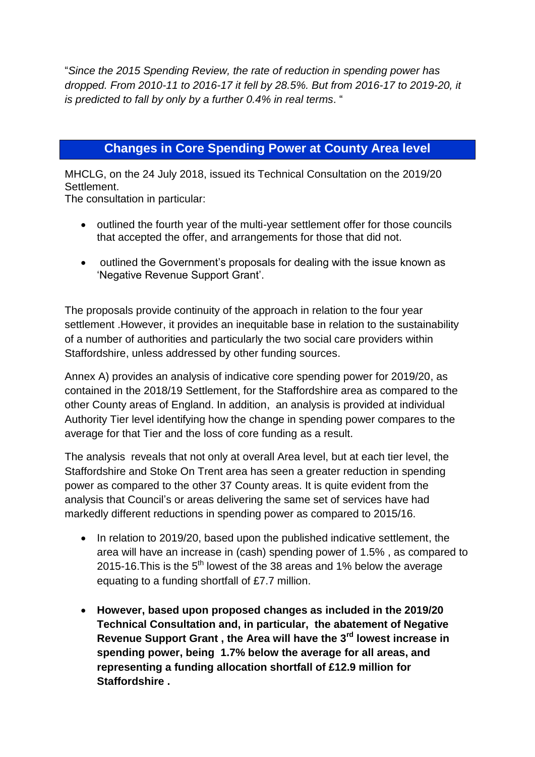"*Since the 2015 Spending Review, the rate of reduction in spending power has dropped. From 2010-11 to 2016-17 it fell by 28.5%. But from 2016-17 to 2019-20, it is predicted to fall by only by a further 0.4% in real terms*. "

## Changes in Core Spending Power at County Area level

MHCLG, on the 24 July 2018, issued its Technical Consultation on the 2019/20 Settlement.
The consultation in particular:

- outlined the fourth year of the multi-year settlement offer for those councils that accepted the offer, and arrangements for those that did not.
- outlined the Government's proposals for dealing with the issue known as 'Negative Revenue Support Grant'.

The proposals provide continuity of the approach in relation to the four year settlement .However, it provides an inequitable base in relation to the sustainability of a number of authorities and particularly the two social care providers within Staffordshire, unless addressed by other funding sources.

Annex A) provides an analysis of indicative core spending power for 2019/20, as contained in the 2018/19 Settlement, for the Staffordshire area as compared to the other County areas of England. In addition, an analysis is provided at individual Authority Tier level identifying how the change in spending power compares to the average for that Tier and the loss of core funding as a result.

The analysis reveals that not only at overall Area level, but at each tier level, the Staffordshire and Stoke On Trent area has seen a greater reduction in spending power as compared to the other 37 County areas. It is quite evident from the analysis that Council's or areas delivering the same set of services have had markedly different reductions in spending power as compared to 2015/16.

- In relation to 2019/20, based upon the published indicative settlement, the area will have an increase in (cash) spending power of 1.5% , as compared to 2015-16.This is the 5th lowest of the 38 areas and 1% below the average equating to a funding shortfall of £7.7 million.
- **However, based upon proposed changes as included in the 2019/20 Technical Consultation and, in particular, the abatement of Negative Revenue Support Grant , the Area will have the 3rd lowest increase in spending power, being 1.7% below the average for all areas, and representing a funding allocation shortfall of £12.9 million for Staffordshire .**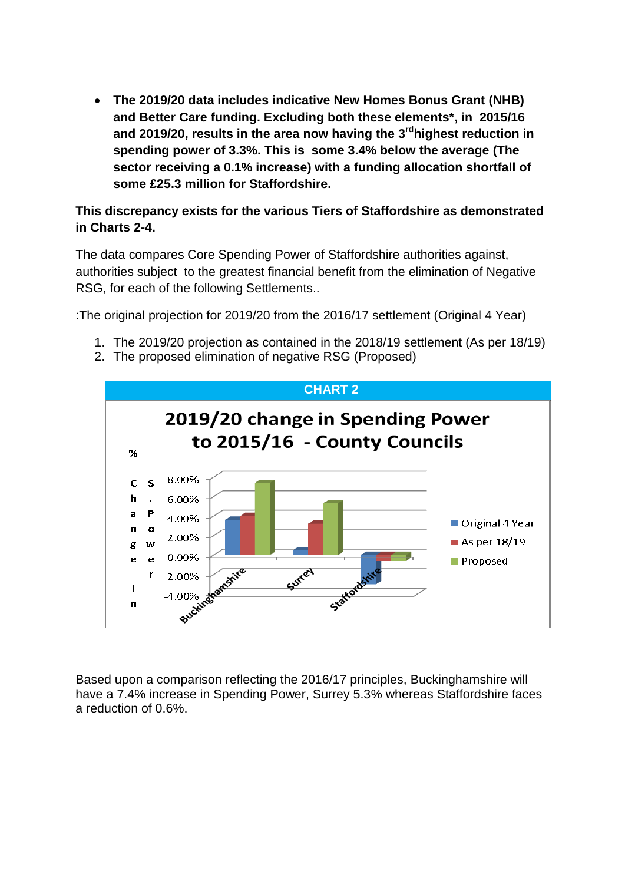- **The 2019/20 data includes indicative New Homes Bonus Grant (NHB) and Better Care funding. Excluding both these elements*, in 2015/16 and 2019/20, results in the area now having the 3rd highest reduction in spending power of 3.3%. This is some 3.4% below the average (The sector receiving a 0.1% increase) with a funding allocation shortfall of some £25.3 million for Staffordshire.**

**This discrepancy exists for the various Tiers of Staffordshire as demonstrated in Charts 2-4.**

The data compares Core Spending Power of Staffordshire authorities against, authorities subject to the greatest financial benefit from the elimination of Negative RSG, for each of the following Settlements..

:The original projection for 2019/20 from the 2016/17 settlement (Original 4 Year)

1. The 2019/20 projection as contained in the 2018/19 settlement (As per 18/19)
2. The proposed elimination of negative RSG (Proposed)

**CHART 2**

**2019/20 change in Spending Power to 2015/16 - County Councils**

% Change in S. Power

| | Original 4 Year | As per 18/19 | Proposed |
|---|---|---|---|
| Buckinghamshire | | | |
| Surrey | | | |
| Staffordshire | | | |

Based upon a comparison reflecting the 2016/17 principles, Buckinghamshire will have a 7.4% increase in Spending Power, Surrey 5.3% whereas Staffordshire faces a reduction of 0.6%.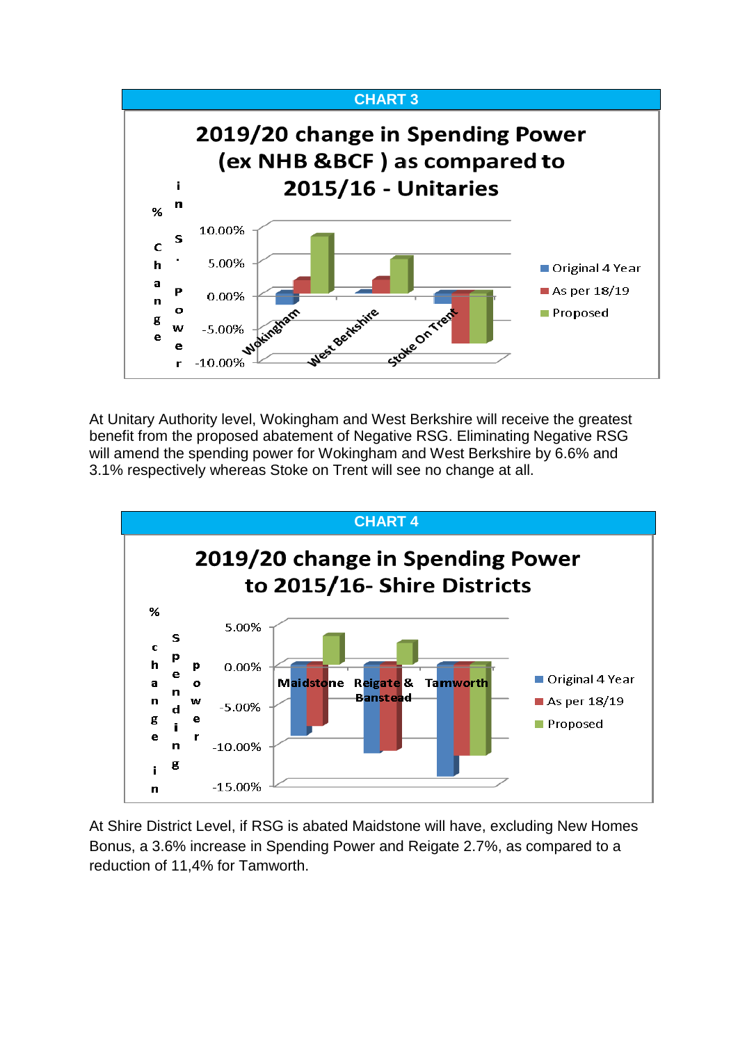**CHART 3**

**2019/20 change in Spending Power (ex NHB &BCF ) as compared to 2015/16 - Unitaries**

% Change in S. Power

Legend: Original 4 Year; As per 18/19; Proposed

Categories: Wokingham; West Berkshire; Stoke On Trent

Axis: 10.00%; 5.00%; 0.00%; -5.00%; -10.00%

At Unitary Authority level, Wokingham and West Berkshire will receive the greatest benefit from the proposed abatement of Negative RSG. Eliminating Negative RSG will amend the spending power for Wokingham and West Berkshire by 6.6% and 3.1% respectively whereas Stoke on Trent will see no change at all.

**CHART 4**

**2019/20 change in Spending Power to 2015/16- Shire Districts**

% change in Spending power

Legend: Original 4 Year; As per 18/19; Proposed

Categories: Maidstone; Reigate & Banstead; Tamworth

Axis: 5.00%; 0.00%; -5.00%; -10.00%; -15.00%

At Shire District Level, if RSG is abated Maidstone will have, excluding New Homes Bonus, a 3.6% increase in Spending Power and Reigate 2.7%, as compared to a reduction of 11,4% for Tamworth.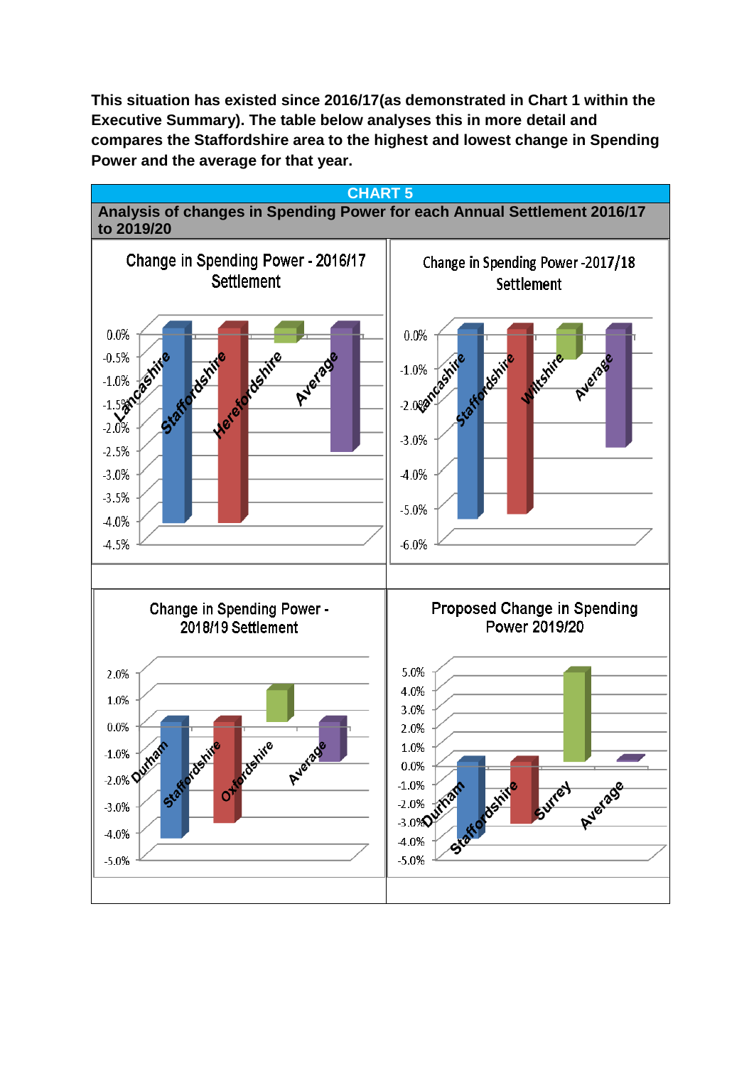**This situation has existed since 2016/17(as demonstrated in Chart 1 within the Executive Summary). The table below analyses this in more detail and compares the Staffordshire area to the highest and lowest change in Spending Power and the average for that year.**

**CHART 5**

**Analysis of changes in Spending Power for each Annual Settlement 2016/17 to 2019/20**

Change in Spending Power - 2016/17 Settlement

Lancashire, Staffordshire, Herefordshire, Average

0.0%, -0.5%, -1.0%, -1.5%, -2.0%, -2.5%, -3.0%, -3.5%, -4.0%, -4.5%

Change in Spending Power -2017/18 Settlement

Lancashire, Staffordshire, Wiltshire, Average

0.0%, -1.0%, -2.0%, -3.0%, -4.0%, -5.0%, -6.0%

Change in Spending Power - 2018/19 Settlement

Durham, Staffordshire, Oxfordshire, Average

2.0%, 1.0%, 0.0%, -1.0%, -2.0%, -3.0%, -4.0%, -5.0%

Proposed Change in Spending Power 2019/20

Durham, Staffordshire, Surrey, Average

5.0%, 4.0%, 3.0%, 2.0%, 1.0%, 0.0%, -1.0%, -2.0%, -3.0%, -4.0%, -5.0%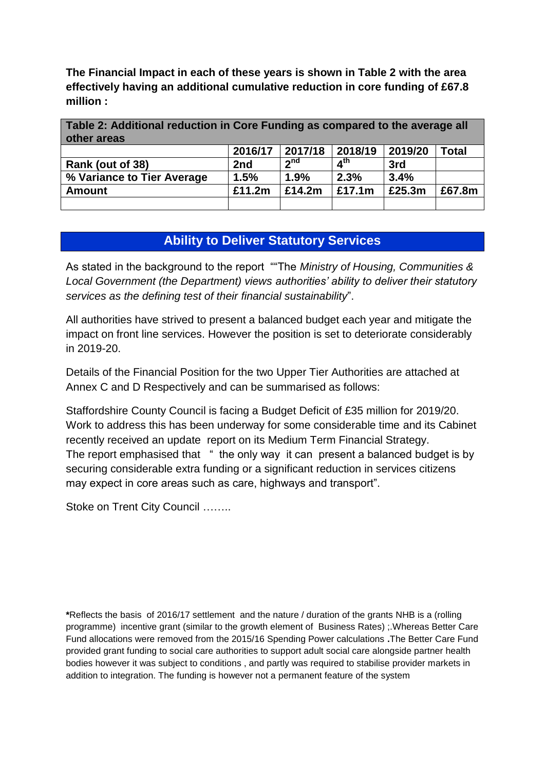**The Financial Impact in each of these years is shown in Table 2 with the area effectively having an additional cumulative reduction in core funding of £67.8 million :**

| **Table 2: Additional reduction in Core Funding as compared to the average all other areas** | | | | | |
|---|---|---|---|---|---|
| | **2016/17** | **2017/18** | **2018/19** | **2019/20** | **Total** |
| **Rank (out of 38)** | **2nd** | **2nd** | **4th** | **3rd** | |
| **% Variance to Tier Average** | **1.5%** | **1.9%** | **2.3%** | **3.4%** | |
| **Amount** | **£11.2m** | **£14.2m** | **£17.1m** | **£25.3m** | **£67.8m** |
| | | | | | |

## Ability to Deliver Statutory Services

As stated in the background to the report ""The *Ministry of Housing, Communities & Local Government (the Department) views authorities' ability to deliver their statutory services as the defining test of their financial sustainability*".

All authorities have strived to present a balanced budget each year and mitigate the impact on front line services. However the position is set to deteriorate considerably in 2019-20.

Details of the Financial Position for the two Upper Tier Authorities are attached at Annex C and D Respectively and can be summarised as follows:

Staffordshire County Council is facing a Budget Deficit of £35 million for 2019/20. Work to address this has been underway for some considerable time and its Cabinet recently received an update report on its Medium Term Financial Strategy. The report emphasised that " the only way it can present a balanced budget is by securing considerable extra funding or a significant reduction in services citizens may expect in core areas such as care, highways and transport".

Stoke on Trent City Council ……..

**\***Reflects the basis of 2016/17 settlement and the nature / duration of the grants NHB is a (rolling programme) incentive grant (similar to the growth element of Business Rates) ;.Whereas Better Care Fund allocations were removed from the 2015/16 Spending Power calculations **.**The Better Care Fund provided grant funding to social care authorities to support adult social care alongside partner health bodies however it was subject to conditions , and partly was required to stabilise provider markets in addition to integration. The funding is however not a permanent feature of the system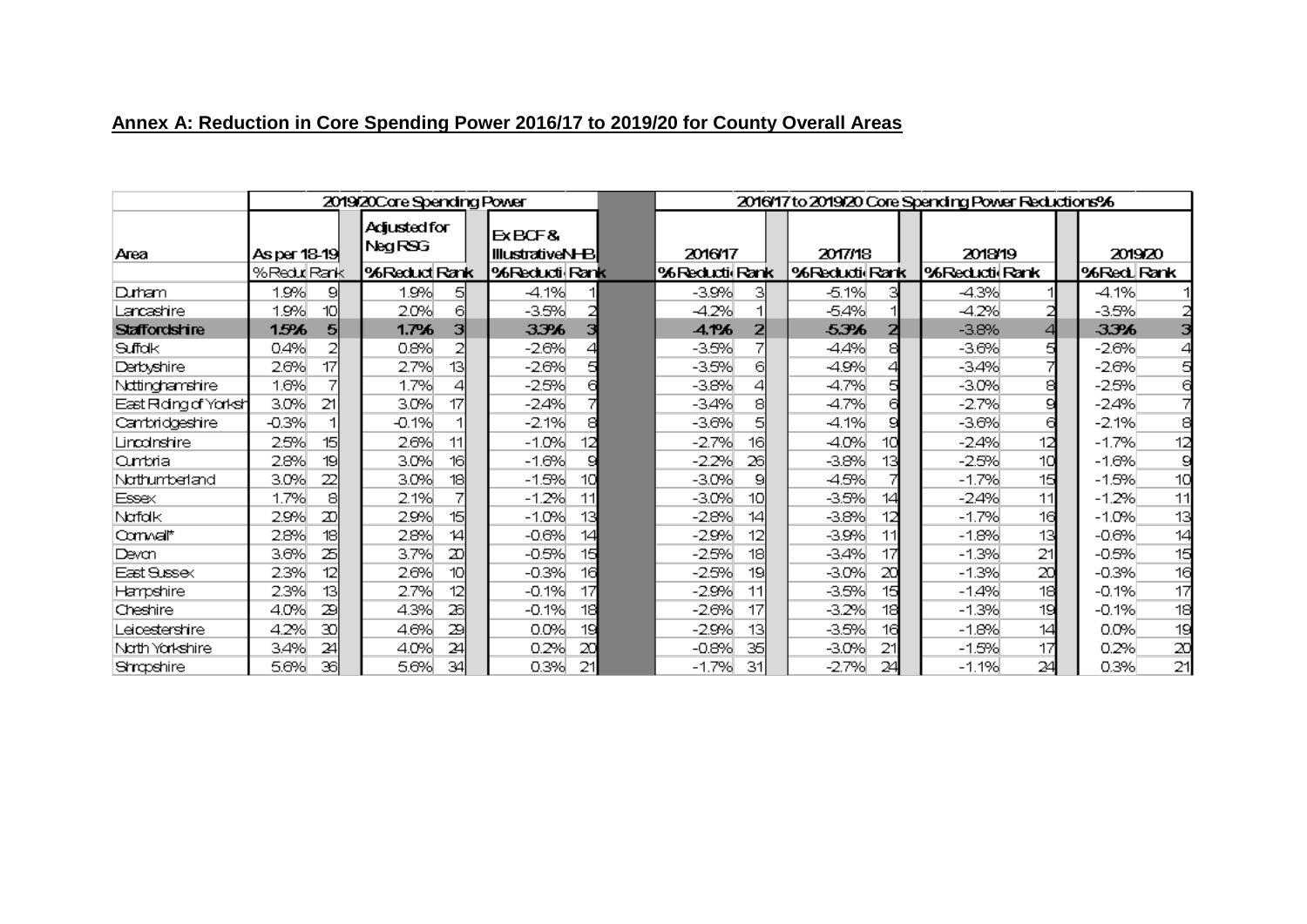## Annex A: Reduction in Core Spending Power 2016/17 to 2019/20 for County Overall Areas

| Area | 2019/20 Core Spending Power | | | | | | 2016/17 to 2019/20 Core Spending Power Reductions% | | | | | | | |
|---|---|---|---|---|---|---|---|---|---|---|---|---|---|---|
| | As per 18-19 | | Adjusted for Neg RSG | | Ex BCF & Illustrative NHB | | 2016/17 | | 2017/18 | | 2018/19 | | 2019/20 | |
| | % Reduc | Rank | % Reduct | Rank | % Reducti | Rank | % Reducti | Rank | % Reducti | Rank | % Reducti | Rank | % Redu | Rank |
| Durham | 1.9% | 9 | 1.9% | 5 | -4.1% | 1 | -3.9% | 3 | -5.1% | 3 | -4.3% | 1 | -4.1% | 1 |
| Lancashire | 1.9% | 10 | 2.0% | 6 | -3.5% | 2 | -4.2% | 1 | -5.4% | 1 | -4.2% | 2 | -3.5% | 2 |
| **Staffordshire** | **1.5%** | **5** | **1.7%** | **3** | **-3.3%** | **3** | **-4.1%** | **2** | **-5.3%** | **2** | -3.8% | 4 | **-3.3%** | **3** |
| Suffolk | 0.4% | 2 | 0.8% | 2 | -2.6% | 4 | -3.5% | 7 | -4.4% | 8 | -3.6% | 5 | -2.6% | 4 |
| Derbyshire | 2.6% | 17 | 2.7% | 13 | -2.6% | 5 | -3.5% | 6 | -4.9% | 4 | -3.4% | 7 | -2.6% | 5 |
| Nottinghamshire | 1.6% | 7 | 1.7% | 4 | -2.5% | 6 | -3.8% | 4 | -4.7% | 5 | -3.0% | 8 | -2.5% | 6 |
| East Riding of Yorksh | 3.0% | 21 | 3.0% | 17 | -2.4% | 7 | -3.4% | 8 | -4.7% | 6 | -2.7% | 9 | -2.4% | 7 |
| Cambridgeshire | -0.3% | 1 | -0.1% | 1 | -2.1% | 8 | -3.6% | 5 | -4.1% | 9 | -3.6% | 6 | -2.1% | 8 |
| Lincolnshire | 2.5% | 15 | 2.6% | 11 | -1.0% | 12 | -2.7% | 16 | -4.0% | 10 | -2.4% | 12 | -1.7% | 12 |
| Cumbria | 2.8% | 19 | 3.0% | 16 | -1.6% | 9 | -2.2% | 26 | -3.8% | 13 | -2.5% | 10 | -1.6% | 9 |
| Northumberland | 3.0% | 22 | 3.0% | 18 | -1.5% | 10 | -3.0% | 9 | -4.5% | 7 | -1.7% | 15 | -1.5% | 10 |
| Essex | 1.7% | 8 | 2.1% | 7 | -1.2% | 11 | -3.0% | 10 | -3.5% | 14 | -2.4% | 11 | -1.2% | 11 |
| Norfolk | 2.9% | 20 | 2.9% | 15 | -1.0% | 13 | -2.8% | 14 | -3.8% | 12 | -1.7% | 16 | -1.0% | 13 |
| Cornwall* | 2.8% | 18 | 2.8% | 14 | -0.6% | 14 | -2.9% | 12 | -3.9% | 11 | -1.8% | 13 | -0.6% | 14 |
| Devon | 3.6% | 25 | 3.7% | 20 | -0.5% | 15 | -2.5% | 18 | -3.4% | 17 | -1.3% | 21 | -0.5% | 15 |
| East Sussex | 2.3% | 12 | 2.6% | 10 | -0.3% | 16 | -2.5% | 19 | -3.0% | 20 | -1.3% | 20 | -0.3% | 16 |
| Hampshire | 2.3% | 13 | 2.7% | 12 | -0.1% | 17 | -2.9% | 11 | -3.5% | 15 | -1.4% | 18 | -0.1% | 17 |
| Cheshire | 4.0% | 29 | 4.3% | 26 | -0.1% | 18 | -2.6% | 17 | -3.2% | 18 | -1.3% | 19 | -0.1% | 18 |
| Leicestershire | 4.2% | 30 | 4.6% | 29 | 0.0% | 19 | -2.9% | 13 | -3.5% | 16 | -1.8% | 14 | 0.0% | 19 |
| North Yorkshire | 3.4% | 24 | 4.0% | 24 | 0.2% | 20 | -0.8% | 35 | -3.0% | 21 | -1.5% | 17 | 0.2% | 20 |
| Shropshire | 5.6% | 36 | 5.6% | 34 | 0.3% | 21 | -1.7% | 31 | -2.7% | 24 | -1.1% | 24 | 0.3% | 21 |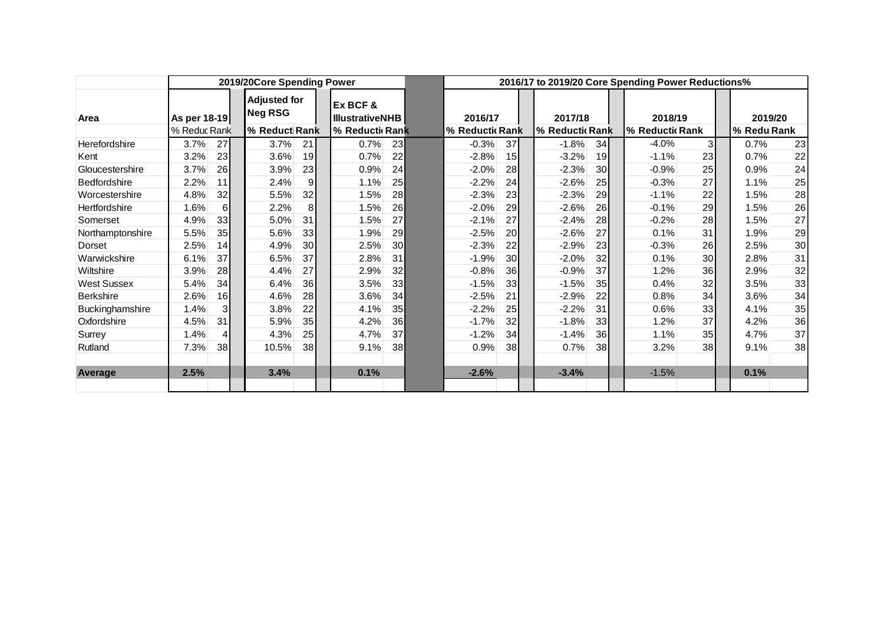| Area | 2019/20Core Spending Power | | | | | | 2016/17 to 2019/20 Core Spending Power Reductions% | | | | | | | |
|---|---|---|---|---|---|---|---|---|---|---|---|---|---|---|
| | As per 18-19 | | Adjusted for Neg RSG | | Ex BCF & IllustrativeNHB | | 2016/17 | | 2017/18 | | 2018/19 | | 2019/20 | |
| | % Reduc | Rank | % Reducti | Rank | % Reducti | Rank | % Reducti | Rank | % Reducti | Rank | % Reducti | Rank | % Redu | Rank |
| Herefordshire | 3.7% | 27 | 3.7% | 21 | 0.7% | 23 | -0.3% | 37 | -1.8% | 34 | -4.0% | 3 | 0.7% | 23 |
| Kent | 3.2% | 23 | 3.6% | 19 | 0.7% | 22 | -2.8% | 15 | -3.2% | 19 | -1.1% | 23 | 0.7% | 22 |
| Gloucestershire | 3.7% | 26 | 3.9% | 23 | 0.9% | 24 | -2.0% | 28 | -2.3% | 30 | -0.9% | 25 | 0.9% | 24 |
| Bedfordshire | 2.2% | 11 | 2.4% | 9 | 1.1% | 25 | -2.2% | 24 | -2.6% | 25 | -0.3% | 27 | 1.1% | 25 |
| Worcestershire | 4.8% | 32 | 5.5% | 32 | 1.5% | 28 | -2.3% | 23 | -2.3% | 29 | -1.1% | 22 | 1.5% | 28 |
| Hertfordshire | 1.6% | 6 | 2.2% | 8 | 1.5% | 26 | -2.0% | 29 | -2.6% | 26 | -0.1% | 29 | 1.5% | 26 |
| Somerset | 4.9% | 33 | 5.0% | 31 | 1.5% | 27 | -2.1% | 27 | -2.4% | 28 | -0.2% | 28 | 1.5% | 27 |
| Northamptonshire | 5.5% | 35 | 5.6% | 33 | 1.9% | 29 | -2.5% | 20 | -2.6% | 27 | 0.1% | 31 | 1.9% | 29 |
| Dorset | 2.5% | 14 | 4.9% | 30 | 2.5% | 30 | -2.3% | 22 | -2.9% | 23 | -0.3% | 26 | 2.5% | 30 |
| Warwickshire | 6.1% | 37 | 6.5% | 37 | 2.8% | 31 | -1.9% | 30 | -2.0% | 32 | 0.1% | 30 | 2.8% | 31 |
| Wiltshire | 3.9% | 28 | 4.4% | 27 | 2.9% | 32 | -0.8% | 36 | -0.9% | 37 | 1.2% | 36 | 2.9% | 32 |
| West Sussex | 5.4% | 34 | 6.4% | 36 | 3.5% | 33 | -1.5% | 33 | -1.5% | 35 | 0.4% | 32 | 3.5% | 33 |
| Berkshire | 2.6% | 16 | 4.6% | 28 | 3.6% | 34 | -2.5% | 21 | -2.9% | 22 | 0.8% | 34 | 3.6% | 34 |
| Buckinghamshire | 1.4% | 3 | 3.8% | 22 | 4.1% | 35 | -2.2% | 25 | -2.2% | 31 | 0.6% | 33 | 4.1% | 35 |
| Oxfordshire | 4.5% | 31 | 5.9% | 35 | 4.2% | 36 | -1.7% | 32 | -1.8% | 33 | 1.2% | 37 | 4.2% | 36 |
| Surrey | 1.4% | 4 | 4.3% | 25 | 4.7% | 37 | -1.2% | 34 | -1.4% | 36 | 1.1% | 35 | 4.7% | 37 |
| Rutland | 7.3% | 38 | 10.5% | 38 | 9.1% | 38 | 0.9% | 38 | 0.7% | 38 | 3.2% | 38 | 9.1% | 38 |
| | | | | | | | | | | | | | | |
| **Average** | **2.5%** | | **3.4%** | | **0.1%** | | **-2.6%** | | **-3.4%** | | -1.5% | | **0.1%** | |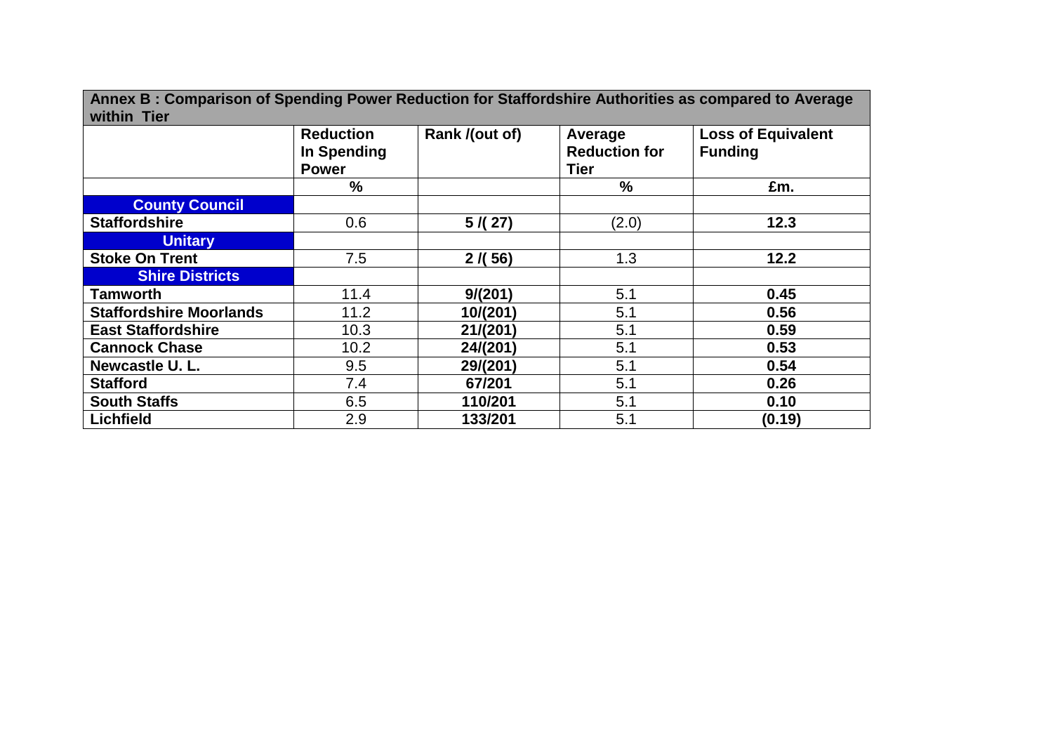| Annex B : Comparison of Spending Power Reduction for Staffordshire Authorities as compared to Average within Tier | | | | |
|---|---|---|---|---|
| | **Reduction In Spending Power** | **Rank /(out of)** | **Average Reduction for Tier** | **Loss of Equivalent Funding** |
| | **%** | | **%** | **£m.** |
| **County Council** | | | | |
| **Staffordshire** | 0.6 | **5 /( 27)** | (2.0) | **12.3** |
| **Unitary** | | | | |
| **Stoke On Trent** | 7.5 | **2 /( 56)** | 1.3 | **12.2** |
| **Shire Districts** | | | | |
| **Tamworth** | 11.4 | **9/(201)** | 5.1 | **0.45** |
| **Staffordshire Moorlands** | 11.2 | **10/(201)** | 5.1 | **0.56** |
| **East Staffordshire** | 10.3 | **21/(201)** | 5.1 | **0.59** |
| **Cannock Chase** | 10.2 | **24/(201)** | 5.1 | **0.53** |
| **Newcastle U. L.** | 9.5 | **29/(201)** | 5.1 | **0.54** |
| **Stafford** | 7.4 | **67/201** | 5.1 | **0.26** |
| **South Staffs** | 6.5 | **110/201** | 5.1 | **0.10** |
| **Lichfield** | 2.9 | **133/201** | 5.1 | **(0.19)** |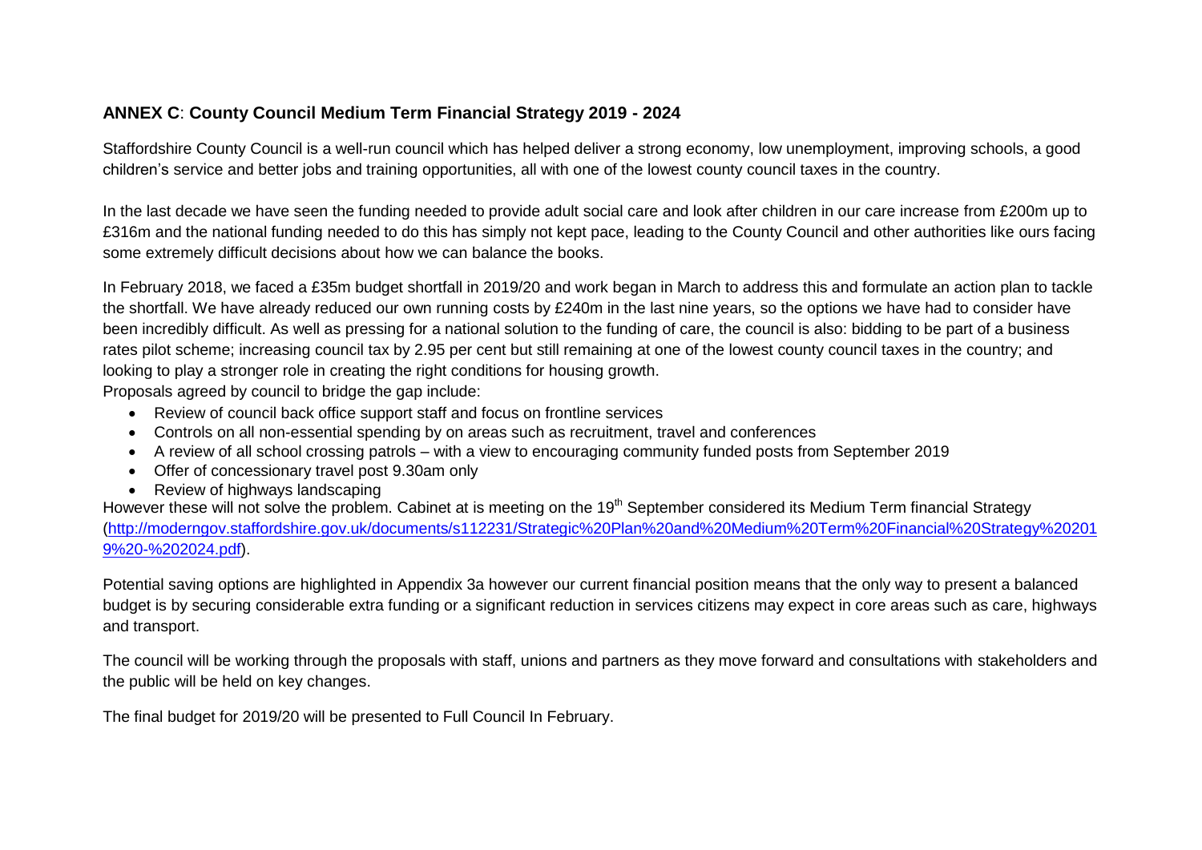## **ANNEX C**: **County Council Medium Term Financial Strategy 2019 - 2024**

Staffordshire County Council is a well-run council which has helped deliver a strong economy, low unemployment, improving schools, a good children's service and better jobs and training opportunities, all with one of the lowest county council taxes in the country.

In the last decade we have seen the funding needed to provide adult social care and look after children in our care increase from £200m up to £316m and the national funding needed to do this has simply not kept pace, leading to the County Council and other authorities like ours facing some extremely difficult decisions about how we can balance the books.

In February 2018, we faced a £35m budget shortfall in 2019/20 and work began in March to address this and formulate an action plan to tackle the shortfall. We have already reduced our own running costs by £240m in the last nine years, so the options we have had to consider have been incredibly difficult. As well as pressing for a national solution to the funding of care, the council is also: bidding to be part of a business rates pilot scheme; increasing council tax by 2.95 per cent but still remaining at one of the lowest county council taxes in the country; and looking to play a stronger role in creating the right conditions for housing growth.

Proposals agreed by council to bridge the gap include:

- Review of council back office support staff and focus on frontline services
- Controls on all non-essential spending by on areas such as recruitment, travel and conferences
- A review of all school crossing patrols – with a view to encouraging community funded posts from September 2019
- Offer of concessionary travel post 9.30am only
- Review of highways landscaping

However these will not solve the problem. Cabinet at is meeting on the 19th September considered its Medium Term financial Strategy (http://moderngov.staffordshire.gov.uk/documents/s112231/Strategic%20Plan%20and%20Medium%20Term%20Financial%20Strategy%202019%20-%202024.pdf).

Potential saving options are highlighted in Appendix 3a however our current financial position means that the only way to present a balanced budget is by securing considerable extra funding or a significant reduction in services citizens may expect in core areas such as care, highways and transport.

The council will be working through the proposals with staff, unions and partners as they move forward and consultations with stakeholders and the public will be held on key changes.

The final budget for 2019/20 will be presented to Full Council In February.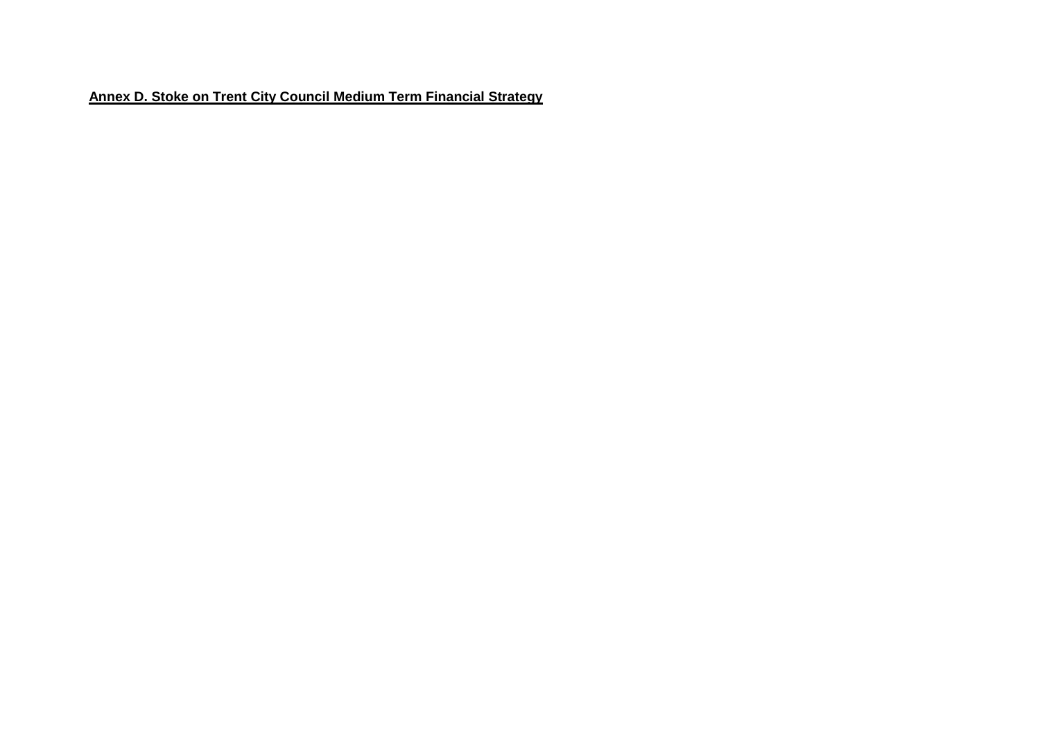**Annex D. Stoke on Trent City Council Medium Term Financial Strategy**